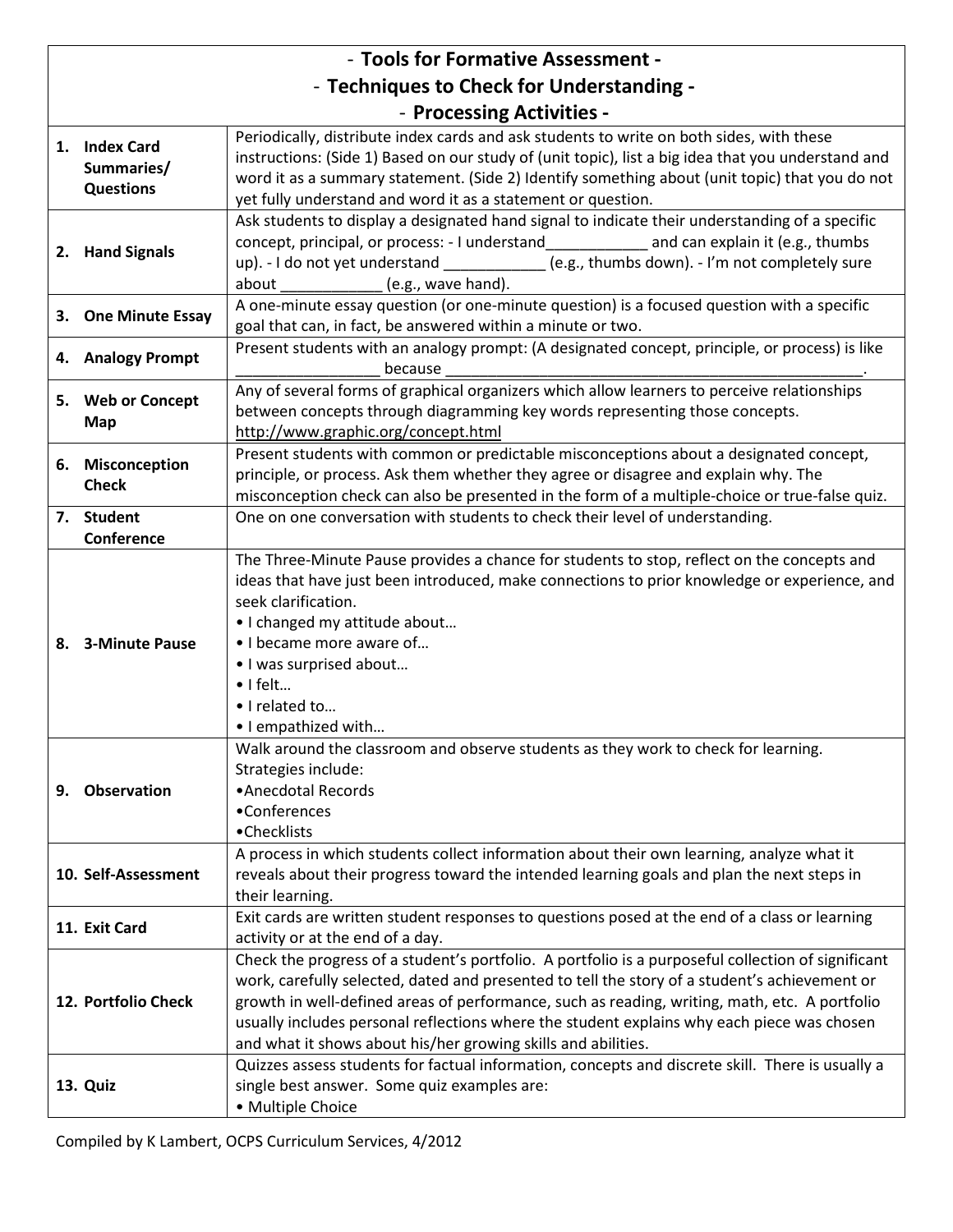| - **Tools for Formative Assessment -**<br>- **Techniques to Check for Understanding -**<br>- **Processing Activities -** | |
|---|---|
| **1. Index Card Summaries/ Questions** | Periodically, distribute index cards and ask students to write on both sides, with these instructions: (Side 1) Based on our study of (unit topic), list a big idea that you understand and word it as a summary statement. (Side 2) Identify something about (unit topic) that you do not yet fully understand and word it as a statement or question. |
| **2. Hand Signals** | Ask students to display a designated hand signal to indicate their understanding of a specific concept, principal, or process: - I understand____________ and can explain it (e.g., thumbs up). - I do not yet understand ____________ (e.g., thumbs down). - I'm not completely sure about ____________ (e.g., wave hand). |
| **3. One Minute Essay** | A one-minute essay question (or one-minute question) is a focused question with a specific goal that can, in fact, be answered within a minute or two. |
| **4. Analogy Prompt** | Present students with an analogy prompt: (A designated concept, principle, or process) is like _________________ because __________________________________________________. |
| **5. Web or Concept Map** | Any of several forms of graphical organizers which allow learners to perceive relationships between concepts through diagramming key words representing those concepts. http://www.graphic.org/concept.html |
| **6. Misconception Check** | Present students with common or predictable misconceptions about a designated concept, principle, or process. Ask them whether they agree or disagree and explain why. The misconception check can also be presented in the form of a multiple-choice or true-false quiz. |
| **7. Student Conference** | One on one conversation with students to check their level of understanding. |
| **8. 3-Minute Pause** | The Three-Minute Pause provides a chance for students to stop, reflect on the concepts and ideas that have just been introduced, make connections to prior knowledge or experience, and seek clarification.<br>• I changed my attitude about…<br>• I became more aware of…<br>• I was surprised about…<br>• I felt…<br>• I related to…<br>• I empathized with… |
| **9. Observation** | Walk around the classroom and observe students as they work to check for learning. Strategies include:<br>•Anecdotal Records<br>•Conferences<br>•Checklists |
| **10. Self-Assessment** | A process in which students collect information about their own learning, analyze what it reveals about their progress toward the intended learning goals and plan the next steps in their learning. |
| **11. Exit Card** | Exit cards are written student responses to questions posed at the end of a class or learning activity or at the end of a day. |
| **12. Portfolio Check** | Check the progress of a student's portfolio. A portfolio is a purposeful collection of significant work, carefully selected, dated and presented to tell the story of a student's achievement or growth in well-defined areas of performance, such as reading, writing, math, etc. A portfolio usually includes personal reflections where the student explains why each piece was chosen and what it shows about his/her growing skills and abilities. |
| **13. Quiz** | Quizzes assess students for factual information, concepts and discrete skill. There is usually a single best answer. Some quiz examples are:<br>• Multiple Choice |

Compiled by K Lambert, OCPS Curriculum Services, 4/2012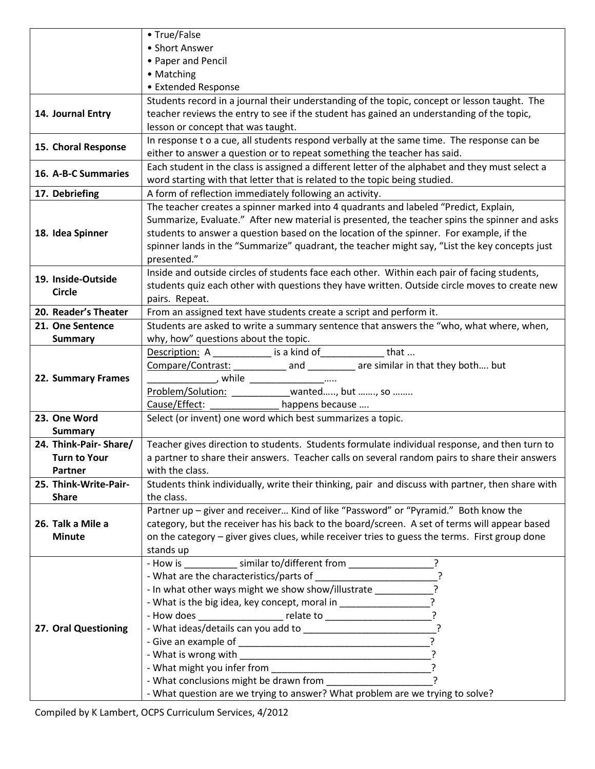| | |
|---|---|
| | • True/False<br>• Short Answer<br>• Paper and Pencil<br>• Matching<br>• Extended Response |
| **14. Journal Entry** | Students record in a journal their understanding of the topic, concept or lesson taught. The teacher reviews the entry to see if the student has gained an understanding of the topic, lesson or concept that was taught. |
| **15. Choral Response** | In response t o a cue, all students respond verbally at the same time. The response can be either to answer a question or to repeat something the teacher has said. |
| **16. A-B-C Summaries** | Each student in the class is assigned a different letter of the alphabet and they must select a word starting with that letter that is related to the topic being studied. |
| **17. Debriefing** | A form of reflection immediately following an activity. |
| **18. Idea Spinner** | The teacher creates a spinner marked into 4 quadrants and labeled "Predict, Explain, Summarize, Evaluate." After new material is presented, the teacher spins the spinner and asks students to answer a question based on the location of the spinner. For example, if the spinner lands in the "Summarize" quadrant, the teacher might say, "List the key concepts just presented." |
| **19. Inside-Outside Circle** | Inside and outside circles of students face each other. Within each pair of facing students, students quiz each other with questions they have written. Outside circle moves to create new pairs. Repeat. |
| **20. Reader's Theater** | From an assigned text have students create a script and perform it. |
| **21. One Sentence Summary** | Students are asked to write a summary sentence that answers the "who, what where, when, why, how" questions about the topic. |
| **22. Summary Frames** | <u>Description:</u> A ___________ is a kind of____________ that ...<br><u>Compare/Contrast:</u> __________ and _________ are similar in that they both…. but _____________, while ______________…..<br><u>Problem/Solution:</u> ___________wanted….., but ……., so ……..<br><u>Cause/Effect:</u> _____________ happens because …. |
| **23. One Word Summary** | Select (or invent) one word which best summarizes a topic. |
| **24. Think-Pair- Share/ Turn to Your Partner** | Teacher gives direction to students. Students formulate individual response, and then turn to a partner to share their answers. Teacher calls on several random pairs to share their answers with the class. |
| **25. Think-Write-Pair-Share** | Students think individually, write their thinking, pair and discuss with partner, then share with the class. |
| **26. Talk a Mile a Minute** | Partner up – giver and receiver… Kind of like "Password" or "Pyramid." Both know the category, but the receiver has his back to the board/screen. A set of terms will appear based on the category – giver gives clues, while receiver tries to guess the terms. First group done stands up |
| **27. Oral Questioning** | - How is __________ similar to/different from ________________?<br>- What are the characteristics/parts of ________________________?<br>- In what other ways might we show show/illustrate ___________?<br>- What is the big idea, key concept, moral in _________________?<br>- How does ________________ relate to ____________________?<br>- What ideas/details can you add to ________________________?<br>- Give an example of _____________________________________?<br>- What is wrong with _____________________________________?<br>- What might you infer from _______________________________?<br>- What conclusions might be drawn from ____________________?<br>- What question are we trying to answer? What problem are we trying to solve? |

Compiled by K Lambert, OCPS Curriculum Services, 4/2012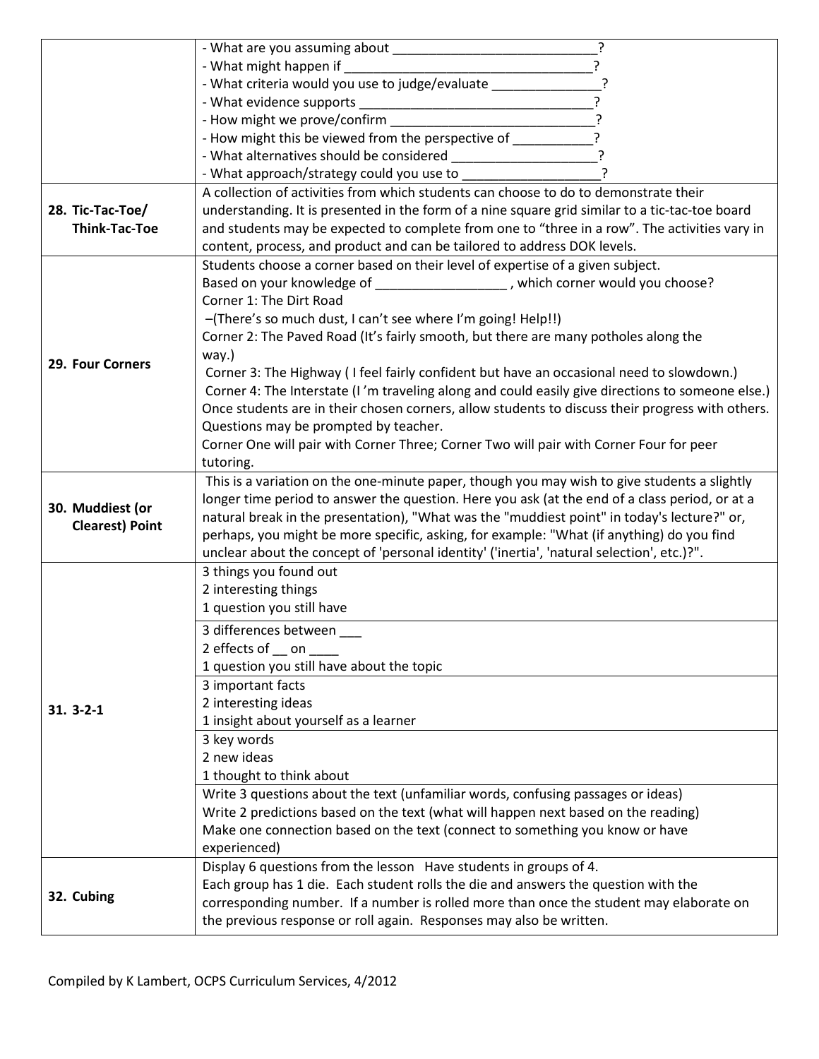| | |
|---|---|
| | - What are you assuming about ____________________________?<br>- What might happen if ___________________________________?<br>- What criteria would you use to judge/evaluate _______________?<br>- What evidence supports _______________________________?<br>- How might we prove/confirm ____________________________?<br>- How might this be viewed from the perspective of ___________?<br>- What alternatives should be considered ____________________?<br>- What approach/strategy could you use to ___________________? |
| **28. Tic-Tac-Toe/ Think-Tac-Toe** | A collection of activities from which students can choose to do to demonstrate their understanding. It is presented in the form of a nine square grid similar to a tic-tac-toe board and students may be expected to complete from one to "three in a row". The activities vary in content, process, and product and can be tailored to address DOK levels. |
| **29. Four Corners** | Students choose a corner based on their level of expertise of a given subject.<br>Based on your knowledge of _________________ , which corner would you choose?<br>Corner 1: The Dirt Road<br>–(There's so much dust, I can't see where I'm going! Help!!)<br>Corner 2: The Paved Road (It's fairly smooth, but there are many potholes along the way.)<br>Corner 3: The Highway ( I feel fairly confident but have an occasional need to slowdown.)<br>Corner 4: The Interstate (I 'm traveling along and could easily give directions to someone else.)<br>Once students are in their chosen corners, allow students to discuss their progress with others. Questions may be prompted by teacher.<br>Corner One will pair with Corner Three; Corner Two will pair with Corner Four for peer tutoring. |
| **30. Muddiest (or Clearest) Point** | This is a variation on the one-minute paper, though you may wish to give students a slightly longer time period to answer the question. Here you ask (at the end of a class period, or at a natural break in the presentation), "What was the "muddiest point" in today's lecture?" or, perhaps, you might be more specific, asking, for example: "What (if anything) do you find unclear about the concept of 'personal identity' ('inertia', 'natural selection', etc.)?". |
| **31. 3-2-1** | 3 things you found out<br>2 interesting things<br>1 question you still have |
| | 3 differences between ___<br>2 effects of __ on ____<br>1 question you still have about the topic |
| | 3 important facts<br>2 interesting ideas<br>1 insight about yourself as a learner |
| | 3 key words<br>2 new ideas<br>1 thought to think about |
| | Write 3 questions about the text (unfamiliar words, confusing passages or ideas)<br>Write 2 predictions based on the text (what will happen next based on the reading)<br>Make one connection based on the text (connect to something you know or have experienced) |
| **32. Cubing** | Display 6 questions from the lesson Have students in groups of 4.<br>Each group has 1 die. Each student rolls the die and answers the question with the corresponding number. If a number is rolled more than once the student may elaborate on the previous response or roll again. Responses may also be written. |

Compiled by K Lambert, OCPS Curriculum Services, 4/2012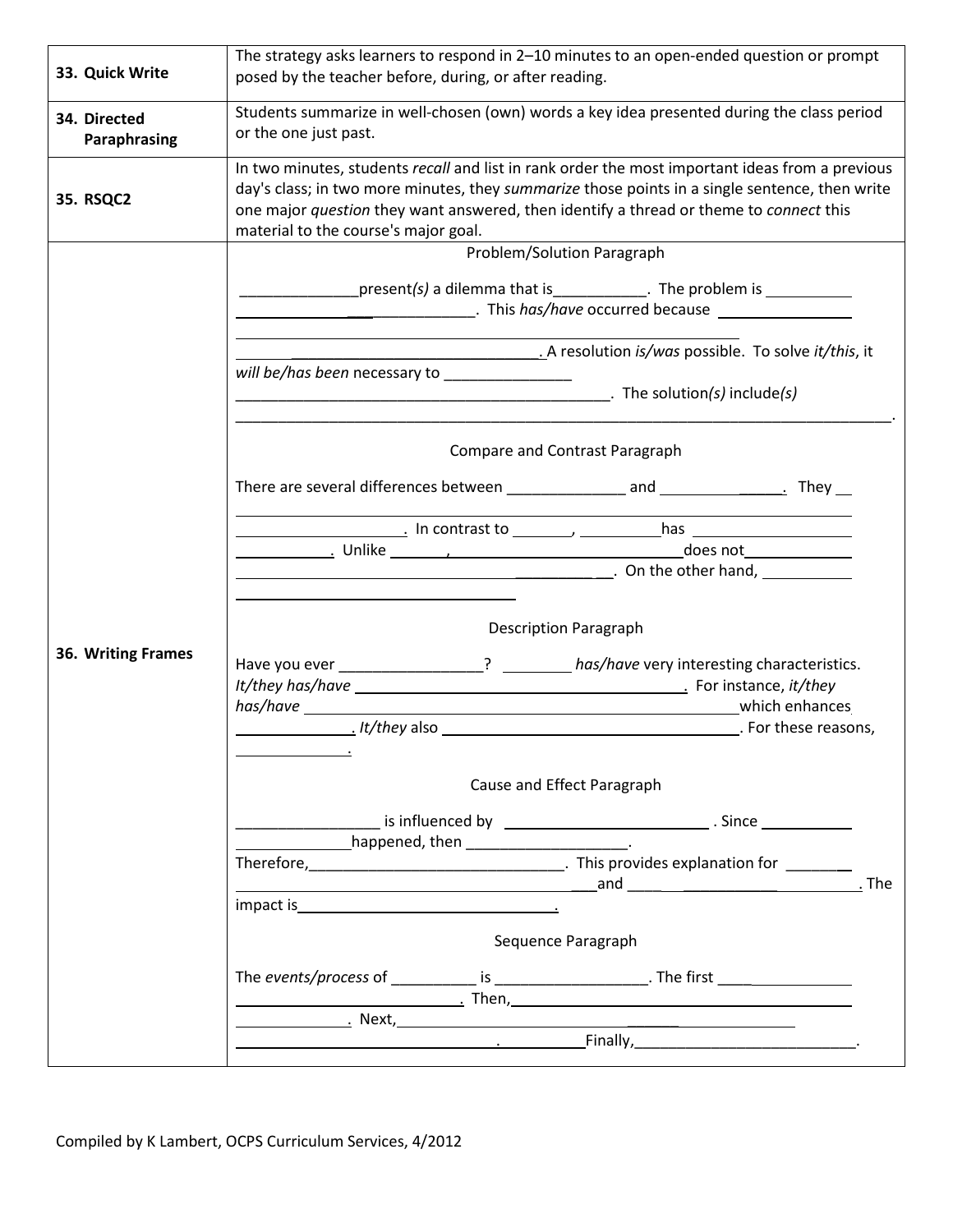| | |
|---|---|
| **33. Quick Write** | The strategy asks learners to respond in 2–10 minutes to an open-ended question or prompt posed by the teacher before, during, or after reading. |
| **34. Directed Paraphrasing** | Students summarize in well-chosen (own) words a key idea presented during the class period or the one just past. |
| **35. RSQC2** | In two minutes, students *recall* and list in rank order the most important ideas from a previous day's class; in two more minutes, they *summarize* those points in a single sentence, then write one major *question* they want answered, then identify a thread or theme to *connect* this material to the course's major goal. |
| **36. Writing Frames** | Problem/Solution Paragraph<br><br>______________present*(s)* a dilemma that is___________. The problem is __________ ______________________________. This *has/have* occurred because ________________ ______________________________________________________________. A resolution *is/was* possible. To solve *it/this*, it *will be/has been* necessary to _______________ ______________________________________________. The solution*(s)* include*(s)* ______________________________________________________________________________.<br><br>Compare and Contrast Paragraph<br><br>There are several differences between ______________ and _______________. They __ ______________________________________________________________________________ ______________________. In contrast to _______, __________has ___________________ ___________. Unlike _______, _____________________________does not_____________ ______________________________________________. On the other hand, __________ ___________________________________<br><br>Description Paragraph<br><br>Have you ever _________________? ________ *has/have* very interesting characteristics. *It/they has/have* ____________________________________________. For instance, *it/they has/have* ______________________________________________________which enhances ______________. *It/they* also ____________________________________. For these reasons, ______________.<br><br>Cause and Effect Paragraph<br><br>_________________ is influenced by ________________________ . Since ___________ _____________happened, then ___________________.<br>Therefore,______________________________. This provides explanation for _______ _________________________________________and _____________________________. The impact is________________________________.<br><br>Sequence Paragraph<br><br>The *events/process* of __________ is _________________. The first _________________ _____________________________. Then,_____________________________________________ _____________. Next,____________________________________________________ ___________________________________. ___________Finally,__________________________. |

Compiled by K Lambert, OCPS Curriculum Services, 4/2012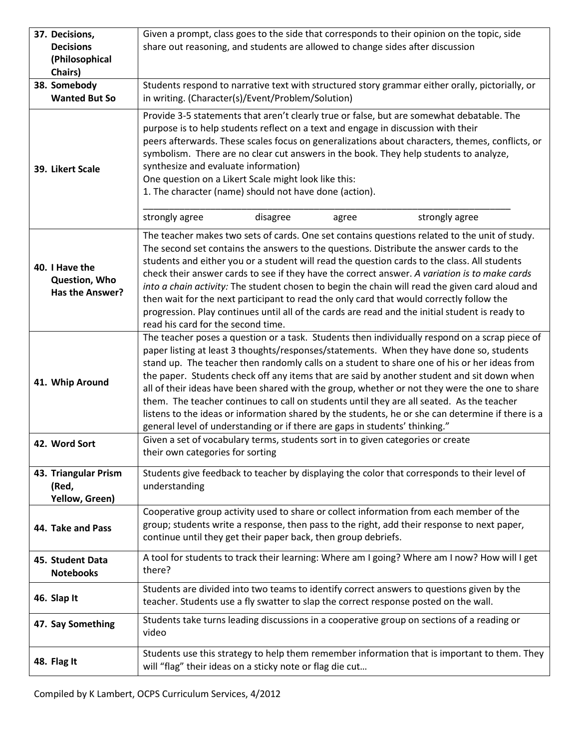| | |
|---|---|
| **37. Decisions, Decisions (Philosophical Chairs)** | Given a prompt, class goes to the side that corresponds to their opinion on the topic, side share out reasoning, and students are allowed to change sides after discussion |
| **38. Somebody Wanted But So** | Students respond to narrative text with structured story grammar either orally, pictorially, or in writing. (Character(s)/Event/Problem/Solution) |
| **39. Likert Scale** | Provide 3-5 statements that aren't clearly true or false, but are somewhat debatable. The purpose is to help students reflect on a text and engage in discussion with their peers afterwards. These scales focus on generalizations about characters, themes, conflicts, or symbolism. There are no clear cut answers in the book. They help students to analyze, synthesize and evaluate information)<br>One question on a Likert Scale might look like this:<br>1. The character (name) should not have done (action).<br>\_\_\_\_\_\_\_\_\_\_\_\_\_\_\_\_\_\_\_\_\_\_\_\_\_\_\_\_\_\_\_\_\_\_\_\_\_\_\_\_\_\_\_\_\_\_\_\_\_\_\_\_\_\_\_\_\_\_\_\_\_\_\_\_\_\_\_\_\_\_<br>strongly agree      disagree      agree      strongly agree |
| **40. I Have the Question, Who Has the Answer?** | The teacher makes two sets of cards. One set contains questions related to the unit of study. The second set contains the answers to the questions. Distribute the answer cards to the students and either you or a student will read the question cards to the class. All students check their answer cards to see if they have the correct answer. *A variation is to make cards into a chain activity:* The student chosen to begin the chain will read the given card aloud and then wait for the next participant to read the only card that would correctly follow the progression. Play continues until all of the cards are read and the initial student is ready to read his card for the second time. |
| **41. Whip Around** | The teacher poses a question or a task. Students then individually respond on a scrap piece of paper listing at least 3 thoughts/responses/statements. When they have done so, students stand up. The teacher then randomly calls on a student to share one of his or her ideas from the paper. Students check off any items that are said by another student and sit down when all of their ideas have been shared with the group, whether or not they were the one to share them. The teacher continues to call on students until they are all seated. As the teacher listens to the ideas or information shared by the students, he or she can determine if there is a general level of understanding or if there are gaps in students' thinking." |
| **42. Word Sort** | Given a set of vocabulary terms, students sort in to given categories or create their own categories for sorting |
| **43. Triangular Prism (Red, Yellow, Green)** | Students give feedback to teacher by displaying the color that corresponds to their level of understanding |
| **44. Take and Pass** | Cooperative group activity used to share or collect information from each member of the group; students write a response, then pass to the right, add their response to next paper, continue until they get their paper back, then group debriefs. |
| **45. Student Data Notebooks** | A tool for students to track their learning: Where am I going? Where am I now? How will I get there? |
| **46. Slap It** | Students are divided into two teams to identify correct answers to questions given by the teacher. Students use a fly swatter to slap the correct response posted on the wall. |
| **47. Say Something** | Students take turns leading discussions in a cooperative group on sections of a reading or video |
| **48. Flag It** | Students use this strategy to help them remember information that is important to them. They will "flag" their ideas on a sticky note or flag die cut… |

Compiled by K Lambert, OCPS Curriculum Services, 4/2012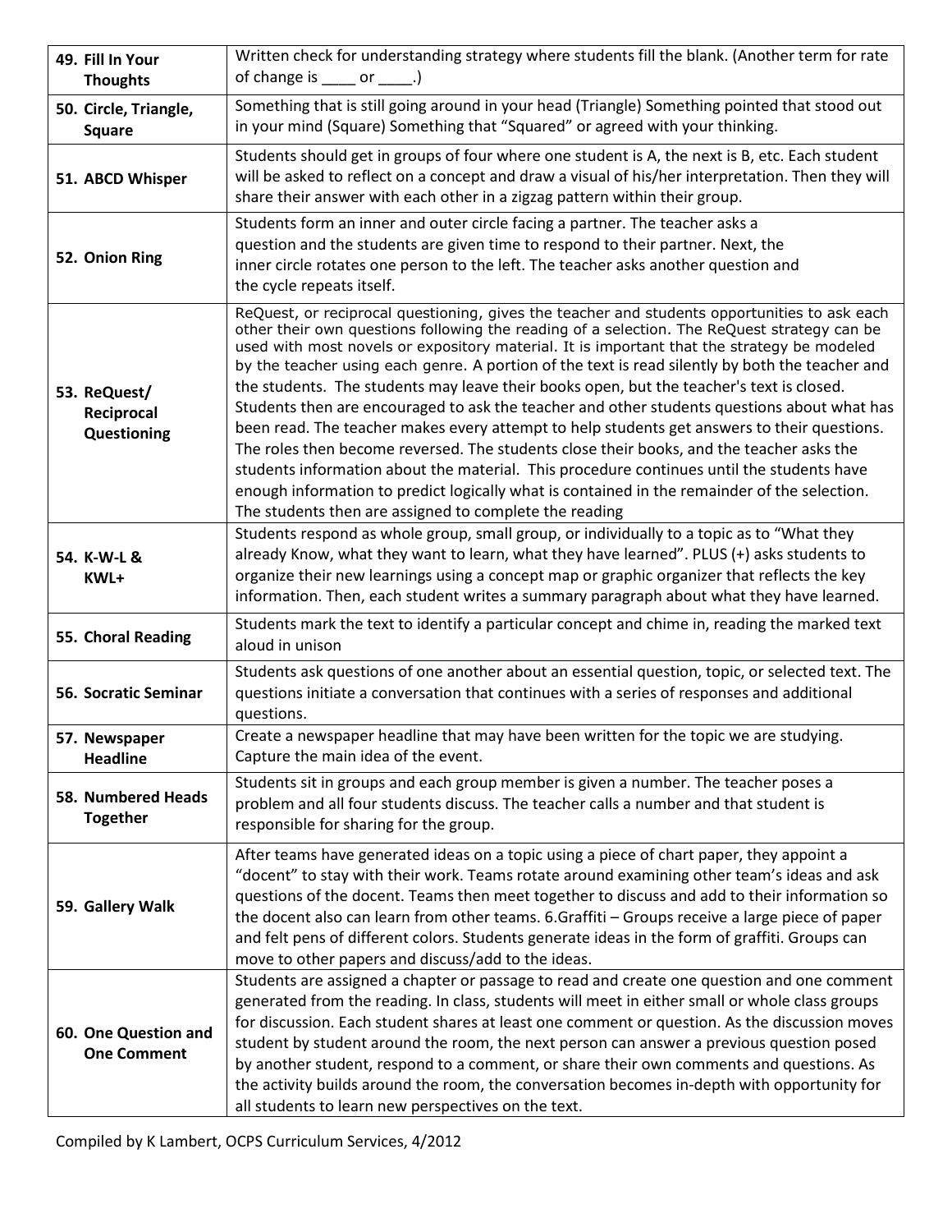| | |
|---|---|
| **49. Fill In Your Thoughts** | Written check for understanding strategy where students fill the blank. (Another term for rate of change is ____ or ____.) |
| **50. Circle, Triangle, Square** | Something that is still going around in your head (Triangle) Something pointed that stood out in your mind (Square) Something that "Squared" or agreed with your thinking. |
| **51. ABCD Whisper** | Students should get in groups of four where one student is A, the next is B, etc. Each student will be asked to reflect on a concept and draw a visual of his/her interpretation. Then they will share their answer with each other in a zigzag pattern within their group. |
| **52. Onion Ring** | Students form an inner and outer circle facing a partner. The teacher asks a question and the students are given time to respond to their partner. Next, the inner circle rotates one person to the left. The teacher asks another question and the cycle repeats itself. |
| **53. ReQuest/ Reciprocal Questioning** | ReQuest, or reciprocal questioning, gives the teacher and students opportunities to ask each other their own questions following the reading of a selection. The ReQuest strategy can be used with most novels or expository material. It is important that the strategy be modeled by the teacher using each genre. A portion of the text is read silently by both the teacher and the students. The students may leave their books open, but the teacher's text is closed. Students then are encouraged to ask the teacher and other students questions about what has been read. The teacher makes every attempt to help students get answers to their questions. The roles then become reversed. The students close their books, and the teacher asks the students information about the material. This procedure continues until the students have enough information to predict logically what is contained in the remainder of the selection. The students then are assigned to complete the reading |
| **54. K-W-L & KWL+** | Students respond as whole group, small group, or individually to a topic as to "What they already Know, what they want to learn, what they have learned". PLUS (+) asks students to organize their new learnings using a concept map or graphic organizer that reflects the key information. Then, each student writes a summary paragraph about what they have learned. |
| **55. Choral Reading** | Students mark the text to identify a particular concept and chime in, reading the marked text aloud in unison |
| **56. Socratic Seminar** | Students ask questions of one another about an essential question, topic, or selected text. The questions initiate a conversation that continues with a series of responses and additional questions. |
| **57. Newspaper Headline** | Create a newspaper headline that may have been written for the topic we are studying. Capture the main idea of the event. |
| **58. Numbered Heads Together** | Students sit in groups and each group member is given a number. The teacher poses a problem and all four students discuss. The teacher calls a number and that student is responsible for sharing for the group. |
| **59. Gallery Walk** | After teams have generated ideas on a topic using a piece of chart paper, they appoint a "docent" to stay with their work. Teams rotate around examining other team's ideas and ask questions of the docent. Teams then meet together to discuss and add to their information so the docent also can learn from other teams. 6.Graffiti – Groups receive a large piece of paper and felt pens of different colors. Students generate ideas in the form of graffiti. Groups can move to other papers and discuss/add to the ideas. |
| **60. One Question and One Comment** | Students are assigned a chapter or passage to read and create one question and one comment generated from the reading. In class, students will meet in either small or whole class groups for discussion. Each student shares at least one comment or question. As the discussion moves student by student around the room, the next person can answer a previous question posed by another student, respond to a comment, or share their own comments and questions. As the activity builds around the room, the conversation becomes in-depth with opportunity for all students to learn new perspectives on the text. |

Compiled by K Lambert, OCPS Curriculum Services, 4/2012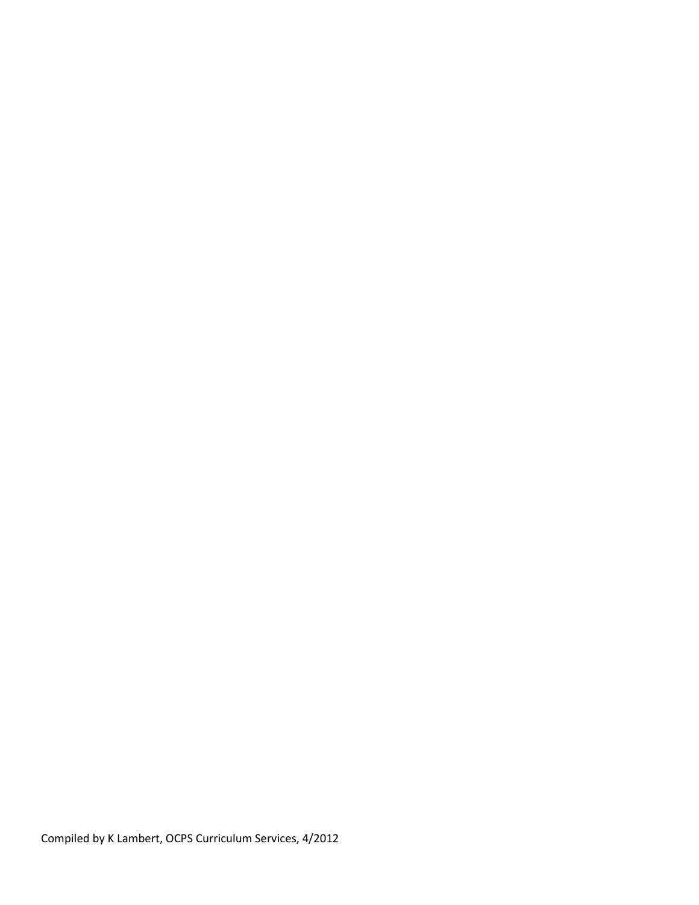Compiled by K Lambert, OCPS Curriculum Services, 4/2012